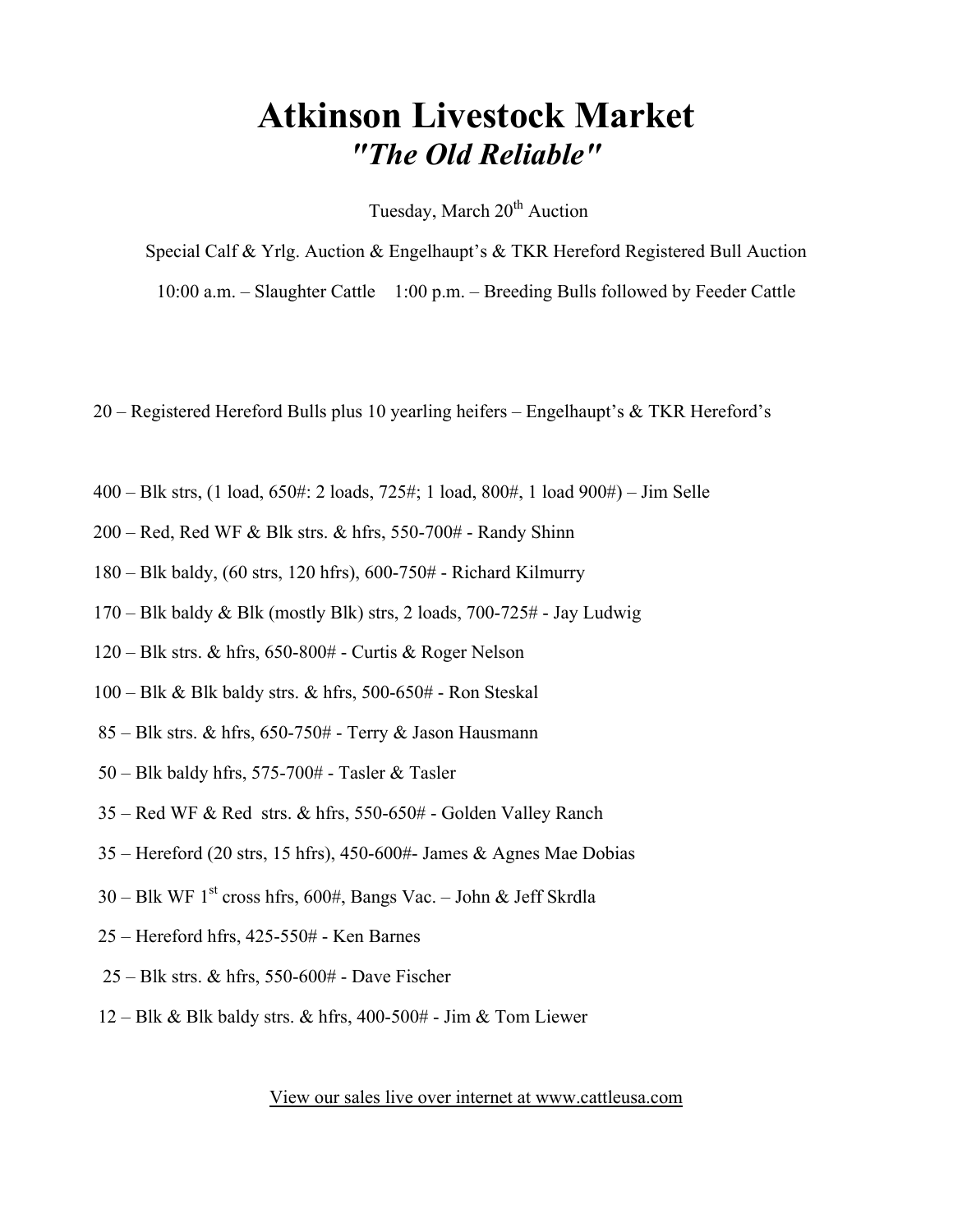# Atkinson Livestock Market

## *"The Old Reliable"*

Tuesday, March 20th Auction

Special Calf & Yrlg. Auction & Engelhaupt's & TKR Hereford Registered Bull Auction

10:00 a.m. – Slaughter Cattle    1:00 p.m. – Breeding Bulls followed by Feeder Cattle

20 – Registered Hereford Bulls plus 10 yearling heifers – Engelhaupt's & TKR Hereford's

400 – Blk strs, (1 load, 650#: 2 loads, 725#; 1 load, 800#, 1 load 900#) – Jim Selle

200 – Red, Red WF & Blk strs. & hfrs, 550-700# - Randy Shinn

180 – Blk baldy, (60 strs, 120 hfrs), 600-750# - Richard Kilmurry

170 – Blk baldy & Blk (mostly Blk) strs, 2 loads, 700-725# - Jay Ludwig

120 – Blk strs. & hfrs, 650-800# - Curtis & Roger Nelson

100 – Blk & Blk baldy strs. & hfrs, 500-650# - Ron Steskal

85 – Blk strs. & hfrs, 650-750# - Terry & Jason Hausmann

50 – Blk baldy hfrs, 575-700# - Tasler & Tasler

35 – Red WF & Red strs. & hfrs, 550-650# - Golden Valley Ranch

35 – Hereford (20 strs, 15 hfrs), 450-600#- James & Agnes Mae Dobias

30 – Blk WF 1st cross hfrs, 600#, Bangs Vac. – John & Jeff Skrdla

25 – Hereford hfrs, 425-550# - Ken Barnes

25 – Blk strs. & hfrs, 550-600# - Dave Fischer

12 – Blk & Blk baldy strs. & hfrs, 400-500# - Jim & Tom Liewer

View our sales live over internet at www.cattleusa.com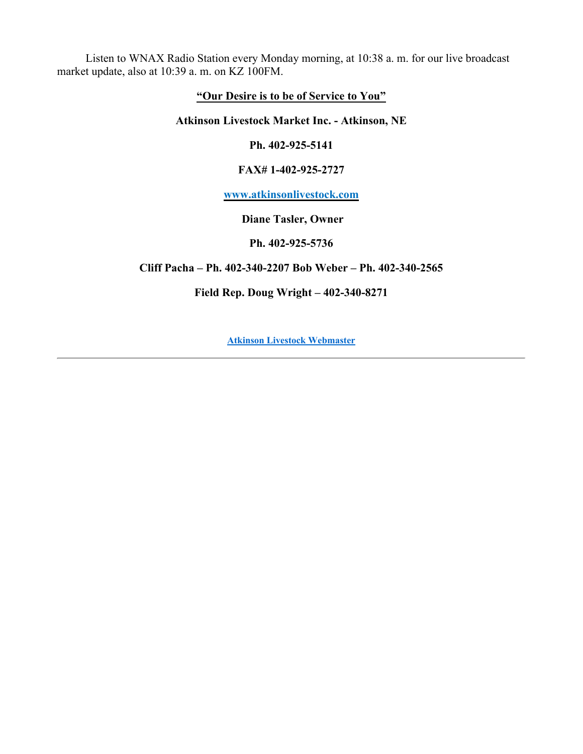Listen to WNAX Radio Station every Monday morning, at 10:38 a. m. for our live broadcast market update, also at 10:39 a. m. on KZ 100FM.

**"Our Desire is to be of Service to You"**

**Atkinson Livestock Market Inc. - Atkinson, NE**

**Ph. 402-925-5141**

**FAX# 1-402-925-2727**

**www.atkinsonlivestock.com**

**Diane Tasler, Owner**

**Ph. 402-925-5736**

**Cliff Pacha – Ph. 402-340-2207 Bob Weber – Ph. 402-340-2565**

**Field Rep. Doug Wright – 402-340-8271**

**Atkinson Livestock Webmaster**

---